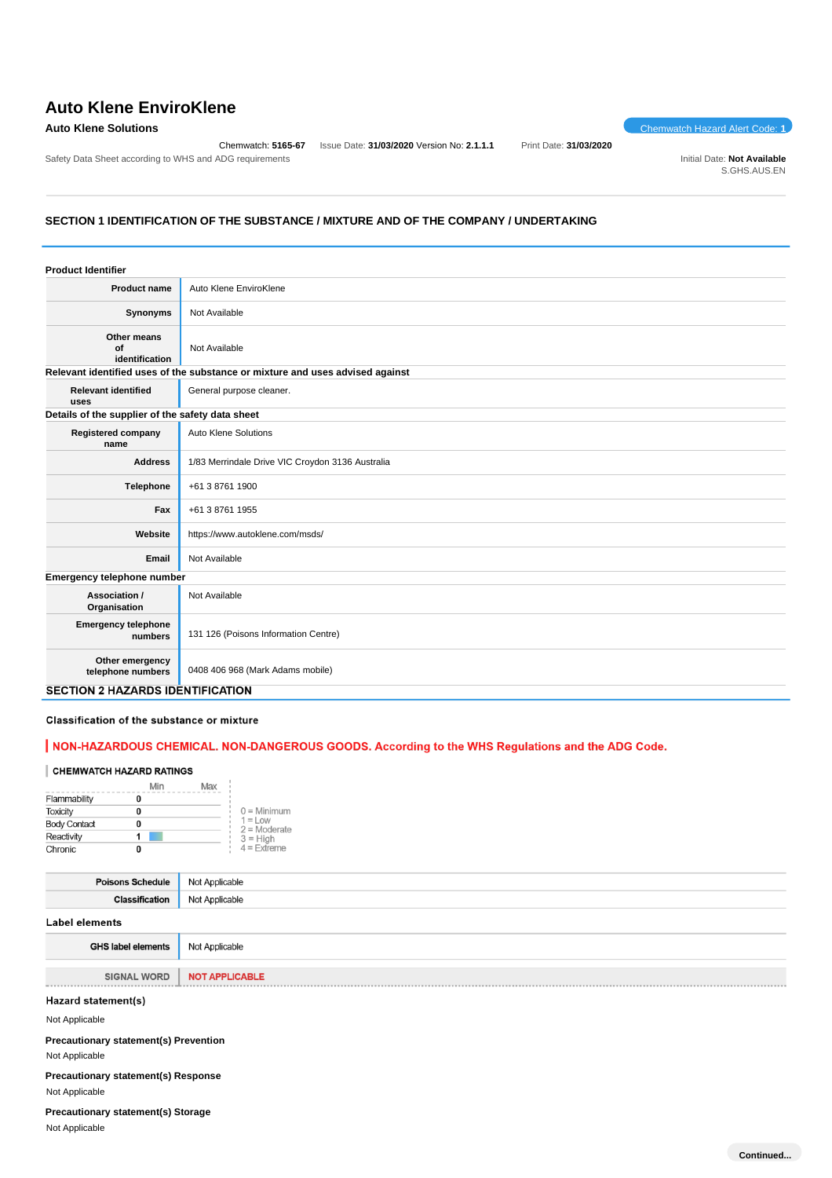# Auto Klene EnviroKlene

**Auto Klene Solutions**

Chemwatch Hazard Alert Code: **1**

Chemwatch: **5165-67** Issue Date: **31/03/2020** Version No: **2.1.1.1** Print Date: **31/03/2020**

Safety Data Sheet according to WHS and ADG requirements

Initial Date: **Not Available**
S.GHS.AUS.EN

## SECTION 1 IDENTIFICATION OF THE SUBSTANCE / MIXTURE AND OF THE COMPANY / UNDERTAKING

### Product Identifier

| | |
|---|---|
| **Product name** | Auto Klene EnviroKlene |
| **Synonyms** | Not Available |
| **Other means of identification** | Not Available |

### Relevant identified uses of the substance or mixture and uses advised against

| | |
|---|---|
| **Relevant identified uses** | General purpose cleaner. |

### Details of the supplier of the safety data sheet

| | |
|---|---|
| **Registered company name** | Auto Klene Solutions |
| **Address** | 1/83 Merrindale Drive VIC Croydon 3136 Australia |
| **Telephone** | +61 3 8761 1900 |
| **Fax** | +61 3 8761 1955 |
| **Website** | https://www.autoklene.com/msds/ |
| **Email** | Not Available |

### Emergency telephone number

| | |
|---|---|
| **Association / Organisation** | Not Available |
| **Emergency telephone numbers** | 131 126 (Poisons Information Centre) |
| **Other emergency telephone numbers** | 0408 406 968 (Mark Adams mobile) |

## SECTION 2 HAZARDS IDENTIFICATION

### Classification of the substance or mixture

**NON-HAZARDOUS CHEMICAL. NON-DANGEROUS GOODS. According to the WHS Regulations and the ADG Code.**

**CHEMWATCH HAZARD RATINGS**

| | Min | Max |
|---|---|---|
| Flammability | 0 | |
| Toxicity | 0 | |
| Body Contact | 0 | |
| Reactivity | 1 | |
| Chronic | 0 | |

0 = Minimum
1 = Low
2 = Moderate
3 = High
4 = Extreme

| | |
|---|---|
| **Poisons Schedule** | Not Applicable |
| **Classification** | Not Applicable |

### Label elements

| | |
|---|---|
| **GHS label elements** | Not Applicable |
| **SIGNAL WORD** | **NOT APPLICABLE** |

### Hazard statement(s)

Not Applicable

### Precautionary statement(s) Prevention

Not Applicable

### Precautionary statement(s) Response

Not Applicable

### Precautionary statement(s) Storage

Not Applicable

**Continued...**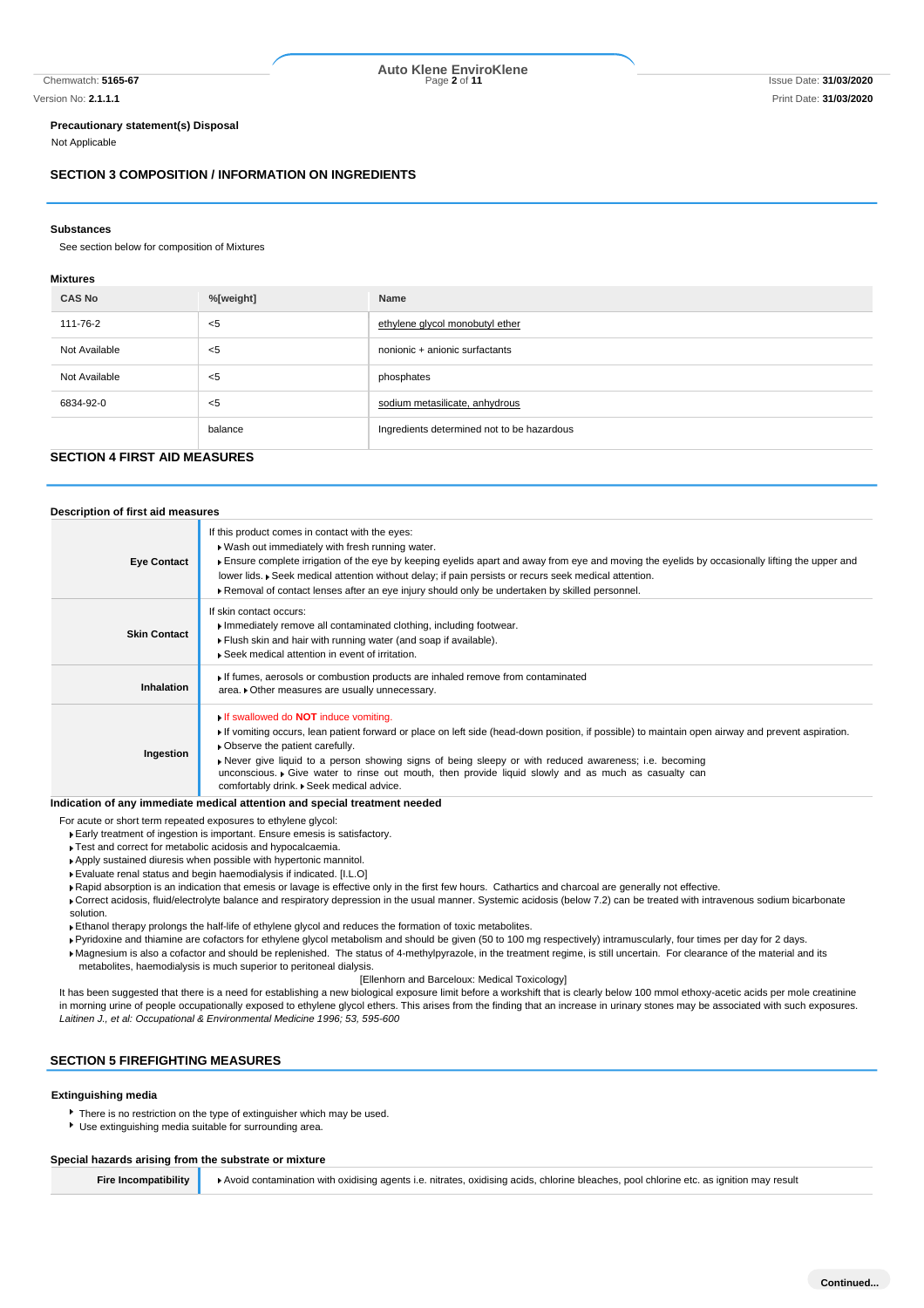**Precautionary statement(s) Disposal**

Not Applicable

## SECTION 3 COMPOSITION / INFORMATION ON INGREDIENTS

### Substances

See section below for composition of Mixtures

### Mixtures

| CAS No | %[weight] | Name |
|---|---|---|
| 111-76-2 | <5 | ethylene glycol monobutyl ether |
| Not Available | <5 | nonionic + anionic surfactants |
| Not Available | <5 | phosphates |
| 6834-92-0 | <5 | sodium metasilicate, anhydrous |
| | balance | Ingredients determined not to be hazardous |

## SECTION 4 FIRST AID MEASURES

### Description of first aid measures

| | |
|---|---|
| **Eye Contact** | If this product comes in contact with the eyes: ▸ Wash out immediately with fresh running water. ▸ Ensure complete irrigation of the eye by keeping eyelids apart and away from eye and moving the eyelids by occasionally lifting the upper and lower lids. ▸ Seek medical attention without delay; if pain persists or recurs seek medical attention. ▸ Removal of contact lenses after an eye injury should only be undertaken by skilled personnel. |
| **Skin Contact** | If skin contact occurs: ▸ Immediately remove all contaminated clothing, including footwear. ▸ Flush skin and hair with running water (and soap if available). ▸ Seek medical attention in event of irritation. |
| **Inhalation** | ▸ If fumes, aerosols or combustion products are inhaled remove from contaminated area. ▸ Other measures are usually unnecessary. |
| **Ingestion** | ▸ If swallowed do **NOT** induce vomiting. ▸ If vomiting occurs, lean patient forward or place on left side (head-down position, if possible) to maintain open airway and prevent aspiration. ▸ Observe the patient carefully. ▸ Never give liquid to a person showing signs of being sleepy or with reduced awareness; i.e. becoming unconscious. ▸ Give water to rinse out mouth, then provide liquid slowly and as much as casualty can comfortably drink. ▸ Seek medical advice. |

### Indication of any immediate medical attention and special treatment needed

For acute or short term repeated exposures to ethylene glycol:

- Early treatment of ingestion is important. Ensure emesis is satisfactory.
- Test and correct for metabolic acidosis and hypocalcaemia.
- Apply sustained diuresis when possible with hypertonic mannitol.
- Evaluate renal status and begin haemodialysis if indicated. [I.L.O]
- Rapid absorption is an indication that emesis or lavage is effective only in the first few hours. Cathartics and charcoal are generally not effective.
- Correct acidosis, fluid/electrolyte balance and respiratory depression in the usual manner. Systemic acidosis (below 7.2) can be treated with intravenous sodium bicarbonate solution.
- Ethanol therapy prolongs the half-life of ethylene glycol and reduces the formation of toxic metabolites.
- Pyridoxine and thiamine are cofactors for ethylene glycol metabolism and should be given (50 to 100 mg respectively) intramuscularly, four times per day for 2 days.
- Magnesium is also a cofactor and should be replenished. The status of 4-methylpyrazole, in the treatment regime, is still uncertain. For clearance of the material and its metabolites, haemodialysis is much superior to peritoneal dialysis.

[Ellenhorn and Barceloux: Medical Toxicology]

It has been suggested that there is a need for establishing a new biological exposure limit before a workshift that is clearly below 100 mmol ethoxy-acetic acids per mole creatinine in morning urine of people occupationally exposed to ethylene glycol ethers. This arises from the finding that an increase in urinary stones may be associated with such exposures.
*Laitinen J., et al: Occupational & Environmental Medicine 1996; 53, 595-600*

## SECTION 5 FIREFIGHTING MEASURES

### Extinguishing media

- There is no restriction on the type of extinguisher which may be used.
- Use extinguishing media suitable for surrounding area.

### Special hazards arising from the substrate or mixture

| | |
|---|---|
| **Fire Incompatibility** | ▸ Avoid contamination with oxidising agents i.e. nitrates, oxidising acids, chlorine bleaches, pool chlorine etc. as ignition may result |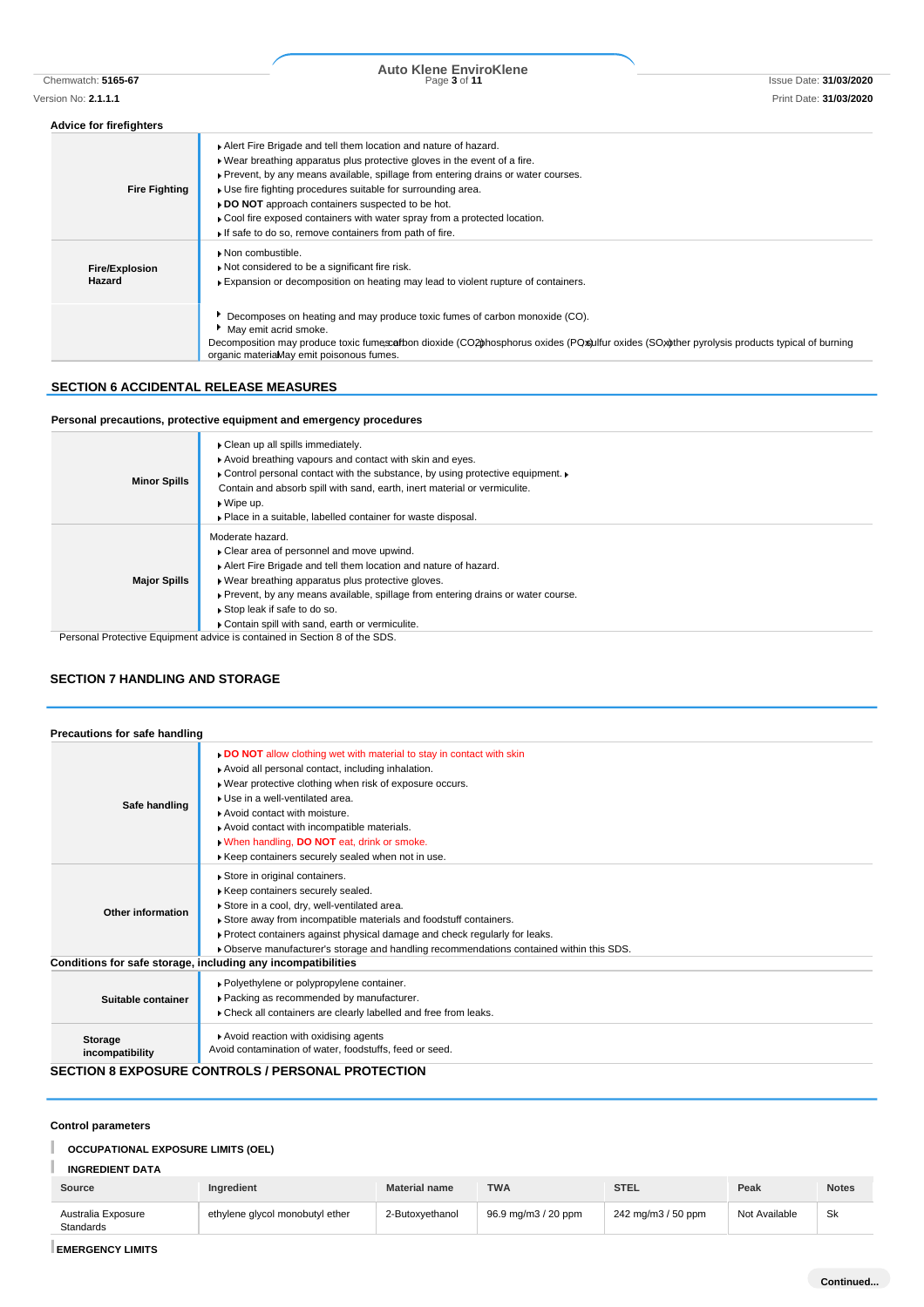### Advice for firefighters

| | |
|---|---|
| **Fire Fighting** | ▸ Alert Fire Brigade and tell them location and nature of hazard.<br>▸ Wear breathing apparatus plus protective gloves in the event of a fire.<br>▸ Prevent, by any means available, spillage from entering drains or water courses.<br>▸ Use fire fighting procedures suitable for surrounding area.<br>▸ **DO NOT** approach containers suspected to be hot.<br>▸ Cool fire exposed containers with water spray from a protected location.<br>▸ If safe to do so, remove containers from path of fire. |
| **Fire/Explosion Hazard** | ▸ Non combustible.<br>▸ Not considered to be a significant fire risk.<br>▸ Expansion or decomposition on heating may lead to violent rupture of containers. |
| | ▸ Decomposes on heating and may produce toxic fumes of carbon monoxide (CO).<br>▸ May emit acrid smoke.<br>Decomposition may produce toxic fumes of: carbon dioxide ($CO_2$) phosphorus oxides ($PO_x$) sulfur oxides ($SO_x$) other pyrolysis products typical of burning organic material May emit poisonous fumes. |

## SECTION 6 ACCIDENTAL RELEASE MEASURES

### Personal precautions, protective equipment and emergency procedures

| | |
|---|---|
| **Minor Spills** | ▸ Clean up all spills immediately.<br>▸ Avoid breathing vapours and contact with skin and eyes.<br>▸ Control personal contact with the substance, by using protective equipment. ▸<br>Contain and absorb spill with sand, earth, inert material or vermiculite.<br>▸ Wipe up.<br>▸ Place in a suitable, labelled container for waste disposal. |
| **Major Spills** | Moderate hazard.<br>▸ Clear area of personnel and move upwind.<br>▸ Alert Fire Brigade and tell them location and nature of hazard.<br>▸ Wear breathing apparatus plus protective gloves.<br>▸ Prevent, by any means available, spillage from entering drains or water course.<br>▸ Stop leak if safe to do so.<br>▸ Contain spill with sand, earth or vermiculite. |

Personal Protective Equipment advice is contained in Section 8 of the SDS.

## SECTION 7 HANDLING AND STORAGE

### Precautions for safe handling

| | |
|---|---|
| **Safe handling** | ▸ **DO NOT** allow clothing wet with material to stay in contact with skin<br>▸ Avoid all personal contact, including inhalation.<br>▸ Wear protective clothing when risk of exposure occurs.<br>▸ Use in a well-ventilated area.<br>▸ Avoid contact with moisture.<br>▸ Avoid contact with incompatible materials.<br>▸ When handling, **DO NOT** eat, drink or smoke.<br>▸ Keep containers securely sealed when not in use. |
| **Other information** | ▸ Store in original containers.<br>▸ Keep containers securely sealed.<br>▸ Store in a cool, dry, well-ventilated area.<br>▸ Store away from incompatible materials and foodstuff containers.<br>▸ Protect containers against physical damage and check regularly for leaks.<br>▸ Observe manufacturer's storage and handling recommendations contained within this SDS. |

### Conditions for safe storage, including any incompatibilities

| | |
|---|---|
| **Suitable container** | ▸ Polyethylene or polypropylene container.<br>▸ Packing as recommended by manufacturer.<br>▸ Check all containers are clearly labelled and free from leaks. |
| **Storage incompatibility** | ▸ Avoid reaction with oxidising agents<br>Avoid contamination of water, foodstuffs, feed or seed. |

## SECTION 8 EXPOSURE CONTROLS / PERSONAL PROTECTION

### Control parameters

**OCCUPATIONAL EXPOSURE LIMITS (OEL)**

**INGREDIENT DATA**

| Source | Ingredient | Material name | TWA | STEL | Peak | Notes |
|---|---|---|---|---|---|---|
| Australia Exposure Standards | ethylene glycol monobutyl ether | 2-Butoxyethanol | 96.9 mg/m3 / 20 ppm | 242 mg/m3 / 50 ppm | Not Available | Sk |

**EMERGENCY LIMITS**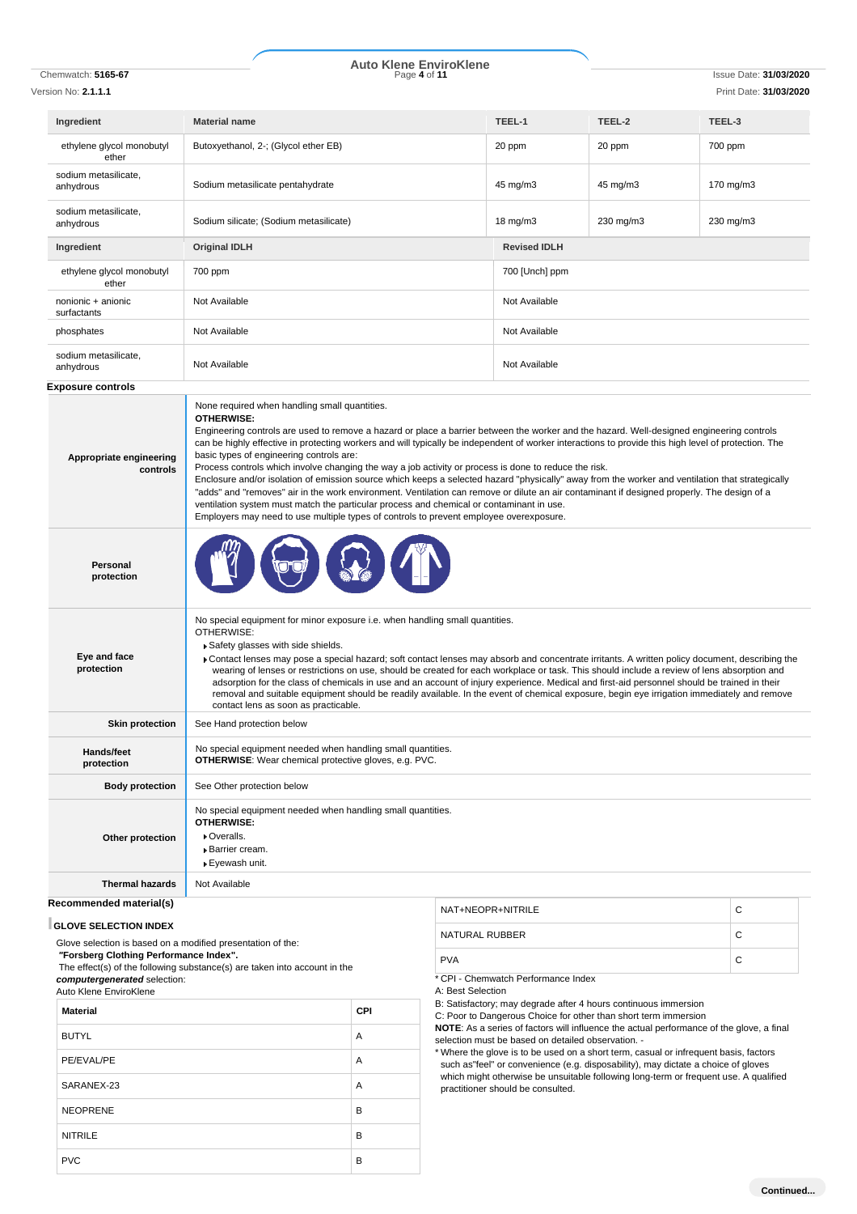| Ingredient | Material name | TEEL-1 | TEEL-2 | TEEL-3 |
|---|---|---|---|---|
| ethylene glycol monobutyl ether | Butoxyethanol, 2-; (Glycol ether EB) | 20 ppm | 20 ppm | 700 ppm |
| sodium metasilicate, anhydrous | Sodium metasilicate pentahydrate | 45 mg/m3 | 45 mg/m3 | 170 mg/m3 |
| sodium metasilicate, anhydrous | Sodium silicate; (Sodium metasilicate) | 18 mg/m3 | 230 mg/m3 | 230 mg/m3 |

| Ingredient | Original IDLH | Revised IDLH |
|---|---|---|
| ethylene glycol monobutyl ether | 700 ppm | 700 [Unch] ppm |
| nonionic + anionic surfactants | Not Available | Not Available |
| phosphates | Not Available | Not Available |
| sodium metasilicate, anhydrous | Not Available | Not Available |

### Exposure controls

| | |
|---|---|
| **Appropriate engineering controls** | None required when handling small quantities.<br>**OTHERWISE:**<br>Engineering controls are used to remove a hazard or place a barrier between the worker and the hazard. Well-designed engineering controls can be highly effective in protecting workers and will typically be independent of worker interactions to provide this high level of protection. The basic types of engineering controls are:<br>Process controls which involve changing the way a job activity or process is done to reduce the risk.<br>Enclosure and/or isolation of emission source which keeps a selected hazard "physically" away from the worker and ventilation that strategically "adds" and "removes" air in the work environment. Ventilation can remove or dilute an air contaminant if designed properly. The design of a ventilation system must match the particular process and chemical or contaminant in use.<br>Employers may need to use multiple types of controls to prevent employee overexposure. |
| **Personal protection** | |
| **Eye and face protection** | No special equipment for minor exposure i.e. when handling small quantities.<br>OTHERWISE:<br>▶ Safety glasses with side shields.<br>▶ Contact lenses may pose a special hazard; soft contact lenses may absorb and concentrate irritants. A written policy document, describing the wearing of lenses or restrictions on use, should be created for each workplace or task. This should include a review of lens absorption and adsorption for the class of chemicals in use and an account of injury experience. Medical and first-aid personnel should be trained in their removal and suitable equipment should be readily available. In the event of chemical exposure, begin eye irrigation immediately and remove contact lens as soon as practicable. |
| **Skin protection** | See Hand protection below |
| **Hands/feet protection** | No special equipment needed when handling small quantities.<br>**OTHERWISE**: Wear chemical protective gloves, e.g. PVC. |
| **Body protection** | See Other protection below |
| **Other protection** | No special equipment needed when handling small quantities.<br>**OTHERWISE:**<br>▶ Overalls.<br>▶ Barrier cream.<br>▶ Eyewash unit. |
| **Thermal hazards** | Not Available |

### Recommended material(s)

**GLOVE SELECTION INDEX**

Glove selection is based on a modified presentation of the:
**"Forsberg Clothing Performance Index".**
The effect(s) of the following substance(s) are taken into account in the ***computergenerated*** selection:
Auto Klene EnviroKlene

| Material | CPI |
|---|---|
| BUTYL | A |
| PE/EVAL/PE | A |
| SARANEX-23 | A |
| NEOPRENE | B |
| NITRILE | B |
| PVC | B |
| NAT+NEOPR+NITRILE | C |
| NATURAL RUBBER | C |
| PVA | C |

\* CPI - Chemwatch Performance Index
A: Best Selection
B: Satisfactory; may degrade after 4 hours continuous immersion
C: Poor to Dangerous Choice for other than short term immersion
**NOTE**: As a series of factors will influence the actual performance of the glove, a final selection must be based on detailed observation. -
\* Where the glove is to be used on a short term, casual or infrequent basis, factors such as"feel" or convenience (e.g. disposability), may dictate a choice of gloves which might otherwise be unsuitable following long-term or frequent use. A qualified practitioner should be consulted.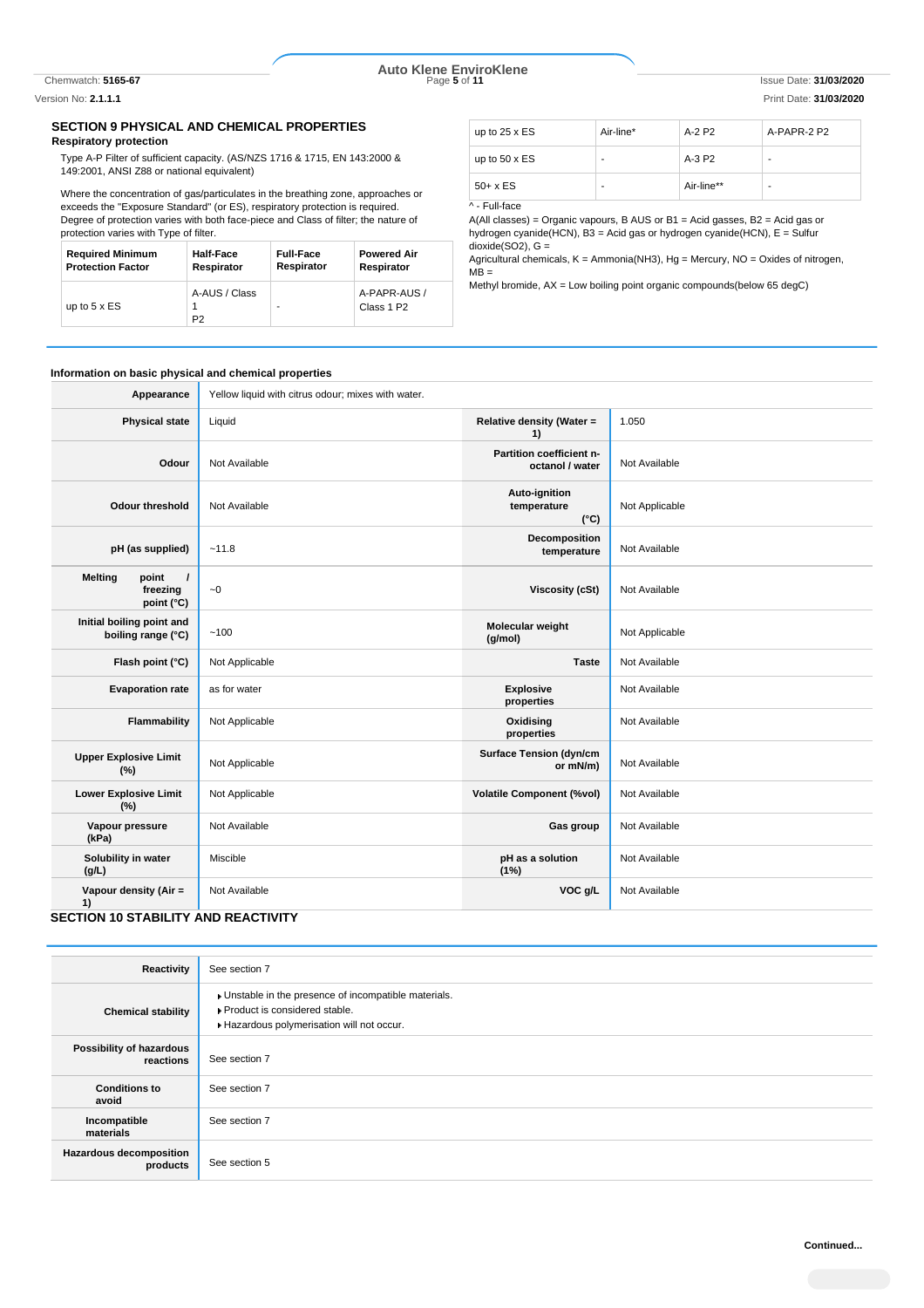## SECTION 9 PHYSICAL AND CHEMICAL PROPERTIES

### Respiratory protection

Type A-P Filter of sufficient capacity. (AS/NZS 1716 & 1715, EN 143:2000 & 149:2001, ANSI Z88 or national equivalent)

Where the concentration of gas/particulates in the breathing zone, approaches or exceeds the "Exposure Standard" (or ES), respiratory protection is required.
Degree of protection varies with both face-piece and Class of filter; the nature of protection varies with Type of filter.

| Required Minimum Protection Factor | Half-Face Respirator | Full-Face Respirator | Powered Air Respirator |
|---|---|---|---|
| up to 5 x ES | A-AUS / Class 1 P2 | - | A-PAPR-AUS / Class 1 P2 |
| up to 25 x ES | Air-line* | A-2 P2 | A-PAPR-2 P2 |
| up to 50 x ES | - | A-3 P2 | - |
| 50+ x ES | - | Air-line** | - |

^ - Full-face

A(All classes) = Organic vapours, B AUS or B1 = Acid gasses, B2 = Acid gas or hydrogen cyanide(HCN), B3 = Acid gas or hydrogen cyanide(HCN), E = Sulfur dioxide(SO2), G = Agricultural chemicals, K = Ammonia(NH3), Hg = Mercury, NO = Oxides of nitrogen, MB = Methyl bromide, AX = Low boiling point organic compounds(below 65 degC)

### Information on basic physical and chemical properties

| Property | Value | Property | Value |
|---|---|---|---|
| Appearance | Yellow liquid with citrus odour; mixes with water. | | |
| Physical state | Liquid | Relative density (Water = 1) | 1.050 |
| Odour | Not Available | Partition coefficient n-octanol / water | Not Available |
| Odour threshold | Not Available | Auto-ignition temperature (°C) | Not Applicable |
| pH (as supplied) | ~11.8 | Decomposition temperature | Not Available |
| Melting point / freezing point (°C) | ~0 | Viscosity (cSt) | Not Available |
| Initial boiling point and boiling range (°C) | ~100 | Molecular weight (g/mol) | Not Applicable |
| Flash point (°C) | Not Applicable | Taste | Not Available |
| Evaporation rate | as for water | Explosive properties | Not Available |
| Flammability | Not Applicable | Oxidising properties | Not Available |
| Upper Explosive Limit (%) | Not Applicable | Surface Tension (dyn/cm or mN/m) | Not Available |
| Lower Explosive Limit (%) | Not Applicable | Volatile Component (%vol) | Not Available |
| Vapour pressure (kPa) | Not Available | Gas group | Not Available |
| Solubility in water (g/L) | Miscible | pH as a solution (1%) | Not Available |
| Vapour density (Air = 1) | Not Available | VOC g/L | Not Available |

## SECTION 10 STABILITY AND REACTIVITY

| | |
|---|---|
| Reactivity | See section 7 |
| Chemical stability | Unstable in the presence of incompatible materials.<br>Product is considered stable.<br>Hazardous polymerisation will not occur. |
| Possibility of hazardous reactions | See section 7 |
| Conditions to avoid | See section 7 |
| Incompatible materials | See section 7 |
| Hazardous decomposition products | See section 5 |

Continued...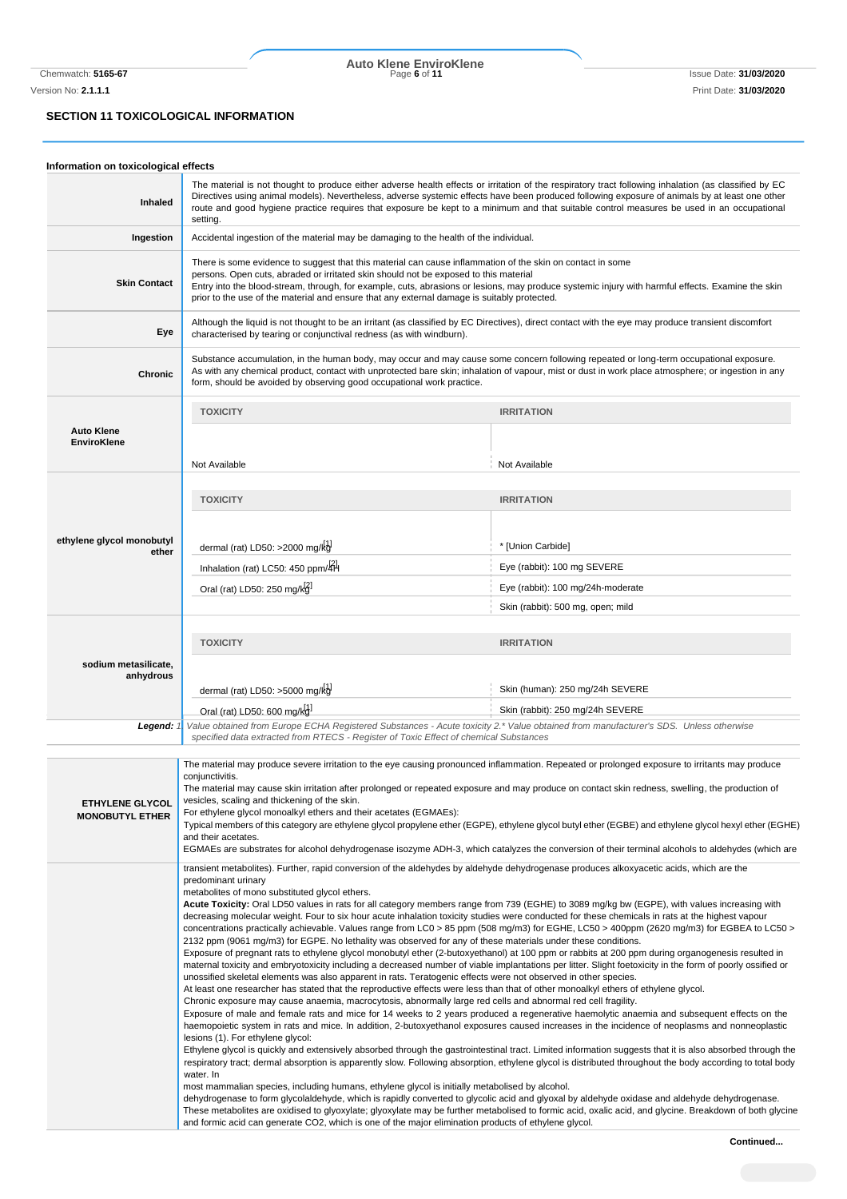## SECTION 11 TOXICOLOGICAL INFORMATION

### Information on toxicological effects

| | |
|---|---|
| **Inhaled** | The material is not thought to produce either adverse health effects or irritation of the respiratory tract following inhalation (as classified by EC Directives using animal models). Nevertheless, adverse systemic effects have been produced following exposure of animals by at least one other route and good hygiene practice requires that exposure be kept to a minimum and that suitable control measures be used in an occupational setting. |
| **Ingestion** | Accidental ingestion of the material may be damaging to the health of the individual. |
| **Skin Contact** | There is some evidence to suggest that this material can cause inflammation of the skin on contact in some persons. Open cuts, abraded or irritated skin should not be exposed to this material<br>Entry into the blood-stream, through, for example, cuts, abrasions or lesions, may produce systemic injury with harmful effects. Examine the skin prior to the use of the material and ensure that any external damage is suitably protected. |
| **Eye** | Although the liquid is not thought to be an irritant (as classified by EC Directives), direct contact with the eye may produce transient discomfort characterised by tearing or conjunctival redness (as with windburn). |
| **Chronic** | Substance accumulation, in the human body, may occur and may cause some concern following repeated or long-term occupational exposure.<br>As with any chemical product, contact with unprotected bare skin; inhalation of vapour, mist or dust in work place atmosphere; or ingestion in any form, should be avoided by observing good occupational work practice. |

| | TOXICITY | IRRITATION |
|---|---|---|
| **Auto Klene EnviroKlene** | Not Available | Not Available |

| | TOXICITY | IRRITATION |
|---|---|---|
| **ethylene glycol monobutyl ether** | dermal (rat) LD50: >2000 mg/kg[1] | * [Union Carbide] |
| | Inhalation (rat) LC50: 450 ppm/4H[2] | Eye (rabbit): 100 mg SEVERE |
| | Oral (rat) LD50: 250 mg/kg[2] | Eye (rabbit): 100 mg/24h-moderate |
| | | Skin (rabbit): 500 mg, open; mild |

| | TOXICITY | IRRITATION |
|---|---|---|
| **sodium metasilicate, anhydrous** | dermal (rat) LD50: >5000 mg/kg[1] | Skin (human): 250 mg/24h SEVERE |
| | Oral (rat) LD50: 600 mg/kg[1] | Skin (rabbit): 250 mg/24h SEVERE |

**Legend:** *1 Value obtained from Europe ECHA Registered Substances - Acute toxicity 2.* Value obtained from manufacturer's SDS. Unless otherwise specified data extracted from RTECS - Register of Toxic Effect of chemical Substances*

| | |
|---|---|
| **ETHYLENE GLYCOL MONOBUTYL ETHER** | The material may produce severe irritation to the eye causing pronounced inflammation. Repeated or prolonged exposure to irritants may produce conjunctivitis.<br>The material may cause skin irritation after prolonged or repeated exposure and may produce on contact skin redness, swelling, the production of vesicles, scaling and thickening of the skin.<br>For ethylene glycol monoalkyl ethers and their acetates (EGMAEs):<br>Typical members of this category are ethylene glycol propylene ether (EGPE), ethylene glycol butyl ether (EGBE) and ethylene glycol hexyl ether (EGHE) and their acetates.<br>EGMAEs are substrates for alcohol dehydrogenase isozyme ADH-3, which catalyzes the conversion of their terminal alcohols to aldehydes (which are transient metabolites). Further, rapid conversion of the aldehydes by aldehyde dehydrogenase produces alkoxyacetic acids, which are the predominant urinary<br>metabolites of mono substituted glycol ethers.<br>**Acute Toxicity:** Oral LD50 values in rats for all category members range from 739 (EGHE) to 3089 mg/kg bw (EGPE), with values increasing with decreasing molecular weight. Four to six hour acute inhalation toxicity studies were conducted for these chemicals in rats at the highest vapour concentrations practically achievable. Values range from LC0 > 85 ppm (508 mg/m3) for EGHE, LC50 > 400ppm (2620 mg/m3) for EGBEA to LC50 > 2132 ppm (9061 mg/m3) for EGPE. No lethality was observed for any of these materials under these conditions.<br>Exposure of pregnant rats to ethylene glycol monobutyl ether (2-butoxyethanol) at 100 ppm or rabbits at 200 ppm during organogenesis resulted in maternal toxicity and embryotoxicity including a decreased number of viable implantations per litter. Slight foetoxicity in the form of poorly ossified or unossified skeletal elements was also apparent in rats. Teratogenic effects were not observed in other species.<br>At least one researcher has stated that the reproductive effects were less than that of other monoalkyl ethers of ethylene glycol.<br>Chronic exposure may cause anaemia, macrocytosis, abnormally large red cells and abnormal red cell fragility.<br>Exposure of male and female rats and mice for 14 weeks to 2 years produced a regenerative haemolytic anaemia and subsequent effects on the haemopoietic system in rats and mice. In addition, 2-butoxyethanol exposures caused increases in the incidence of neoplasms and nonneoplastic lesions (1). For ethylene glycol:<br>Ethylene glycol is quickly and extensively absorbed through the gastrointestinal tract. Limited information suggests that it is also absorbed through the respiratory tract; dermal absorption is apparently slow. Following absorption, ethylene glycol is distributed throughout the body according to total body water. In<br>most mammalian species, including humans, ethylene glycol is initially metabolised by alcohol.<br>dehydrogenase to form glycolaldehyde, which is rapidly converted to glycolic acid and glyoxal by aldehyde oxidase and aldehyde dehydrogenase. These metabolites are oxidised to glyoxylate; glyoxylate may be further metabolised to formic acid, oxalic acid, and glycine. Breakdown of both glycine and formic acid can generate $CO_2$, which is one of the major elimination products of ethylene glycol. |

**Continued...**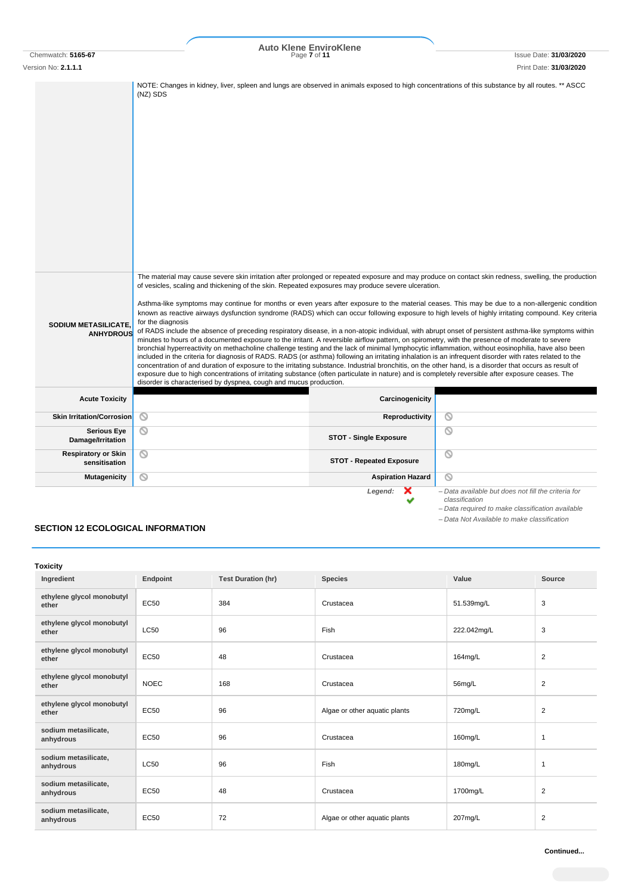| | |
|---|---|
| | NOTE: Changes in kidney, liver, spleen and lungs are observed in animals exposed to high concentrations of this substance by all routes. ** ASCC (NZ) SDS |
| **SODIUM METASILICATE, ANHYDROUS** | The material may cause severe skin irritation after prolonged or repeated exposure and may produce on contact skin redness, swelling, the production of vesicles, scaling and thickening of the skin. Repeated exposures may produce severe ulceration.<br><br>Asthma-like symptoms may continue for months or even years after exposure to the material ceases. This may be due to a non-allergenic condition known as reactive airways dysfunction syndrome (RADS) which can occur following exposure to high levels of highly irritating compound. Key criteria for the diagnosis of RADS include the absence of preceding respiratory disease, in a non-atopic individual, with abrupt onset of persistent asthma-like symptoms within minutes to hours of a documented exposure to the irritant. A reversible airflow pattern, on spirometry, with the presence of moderate to severe bronchial hyperreactivity on methacholine challenge testing and the lack of minimal lymphocytic inflammation, without eosinophilia, have also been included in the criteria for diagnosis of RADS. RADS (or asthma) following an irritating inhalation is an infrequent disorder with rates related to the concentration of and duration of exposure to the irritating substance. Industrial bronchitis, on the other hand, is a disorder that occurs as result of exposure due to high concentrations of irritating substance (often particulate in nature) and is completely reversible after exposure ceases. The disorder is characterised by dyspnea, cough and mucus production. |

| | | | |
|---|---|---|---|
| **Acute Toxicity** | | **Carcinogenicity** | |
| **Skin Irritation/Corrosion** | ⊘ | **Reproductivity** | ⊘ |
| **Serious Eye Damage/Irritation** | ⊘ | **STOT - Single Exposure** | ⊘ |
| **Respiratory or Skin sensitisation** | ⊘ | **STOT - Repeated Exposure** | ⊘ |
| **Mutagenicity** | ⊘ | **Aspiration Hazard** | ⊘ |

*Legend:*
✘ – *Data available but does not fill the criteria for classification*
✔ – *Data required to make classification available*
⊘ – *Data Not Available to make classification*

## SECTION 12 ECOLOGICAL INFORMATION

### Toxicity

| Ingredient | Endpoint | Test Duration (hr) | Species | Value | Source |
|---|---|---|---|---|---|
| **ethylene glycol monobutyl ether** | EC50 | 384 | Crustacea | 51.539mg/L | 3 |
| **ethylene glycol monobutyl ether** | LC50 | 96 | Fish | 222.042mg/L | 3 |
| **ethylene glycol monobutyl ether** | EC50 | 48 | Crustacea | 164mg/L | 2 |
| **ethylene glycol monobutyl ether** | NOEC | 168 | Crustacea | 56mg/L | 2 |
| **ethylene glycol monobutyl ether** | EC50 | 96 | Algae or other aquatic plants | 720mg/L | 2 |
| **sodium metasilicate, anhydrous** | EC50 | 96 | Crustacea | 160mg/L | 1 |
| **sodium metasilicate, anhydrous** | LC50 | 96 | Fish | 180mg/L | 1 |
| **sodium metasilicate, anhydrous** | EC50 | 48 | Crustacea | 1700mg/L | 2 |
| **sodium metasilicate, anhydrous** | EC50 | 72 | Algae or other aquatic plants | 207mg/L | 2 |

**Continued...**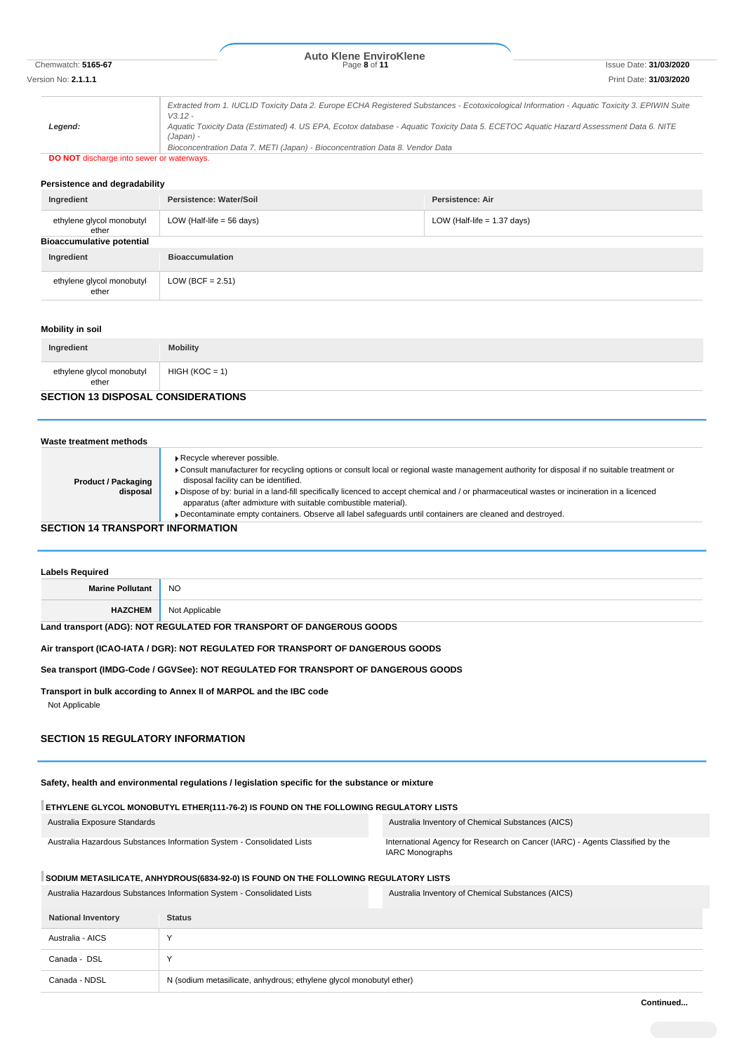| Legend: | Extracted from 1. IUCLID Toxicity Data 2. Europe ECHA Registered Substances - Ecotoxicological Information - Aquatic Toxicity 3. EPIWIN Suite V3.12 - Aquatic Toxicity Data (Estimated) 4. US EPA, Ecotox database - Aquatic Toxicity Data 5. ECETOC Aquatic Hazard Assessment Data 6. NITE (Japan) - Bioconcentration Data 7. METI (Japan) - Bioconcentration Data 8. Vendor Data |
|---|---|

**DO NOT** discharge into sewer or waterways.

### Persistence and degradability

| Ingredient | Persistence: Water/Soil | Persistence: Air |
|---|---|---|
| ethylene glycol monobutyl ether | LOW (Half-life = 56 days) | LOW (Half-life = 1.37 days) |

### Bioaccumulative potential

| Ingredient | Bioaccumulation |
|---|---|
| ethylene glycol monobutyl ether | LOW (BCF = 2.51) |

### Mobility in soil

| Ingredient | Mobility |
|---|---|
| ethylene glycol monobutyl ether | HIGH (KOC = 1) |

## SECTION 13 DISPOSAL CONSIDERATIONS

### Waste treatment methods

| Product / Packaging disposal | ▸ Recycle wherever possible.<br>▸ Consult manufacturer for recycling options or consult local or regional waste management authority for disposal if no suitable treatment or disposal facility can be identified.<br>▸ Dispose of by: burial in a land-fill specifically licenced to accept chemical and / or pharmaceutical wastes or incineration in a licenced apparatus (after admixture with suitable combustible material).<br>▸ Decontaminate empty containers. Observe all label safeguards until containers are cleaned and destroyed. |
|---|---|

## SECTION 14 TRANSPORT INFORMATION

### Labels Required

| Marine Pollutant | NO |
|---|---|
| HAZCHEM | Not Applicable |

**Land transport (ADG): NOT REGULATED FOR TRANSPORT OF DANGEROUS GOODS**

**Air transport (ICAO-IATA / DGR): NOT REGULATED FOR TRANSPORT OF DANGEROUS GOODS**

**Sea transport (IMDG-Code / GGVSee): NOT REGULATED FOR TRANSPORT OF DANGEROUS GOODS**

**Transport in bulk according to Annex II of MARPOL and the IBC code**

Not Applicable

## SECTION 15 REGULATORY INFORMATION

### Safety, health and environmental regulations / legislation specific for the substance or mixture

**ETHYLENE GLYCOL MONOBUTYL ETHER(111-76-2) IS FOUND ON THE FOLLOWING REGULATORY LISTS**

| | |
|---|---|
| Australia Exposure Standards | Australia Inventory of Chemical Substances (AICS) |
| Australia Hazardous Substances Information System - Consolidated Lists | International Agency for Research on Cancer (IARC) - Agents Classified by the IARC Monographs |

**SODIUM METASILICATE, ANHYDROUS(6834-92-0) IS FOUND ON THE FOLLOWING REGULATORY LISTS**

| | |
|---|---|
| Australia Hazardous Substances Information System - Consolidated Lists | Australia Inventory of Chemical Substances (AICS) |

| National Inventory | Status |
|---|---|
| Australia - AICS | Y |
| Canada - DSL | Y |
| Canada - NDSL | N (sodium metasilicate, anhydrous; ethylene glycol monobutyl ether) |

**Continued...**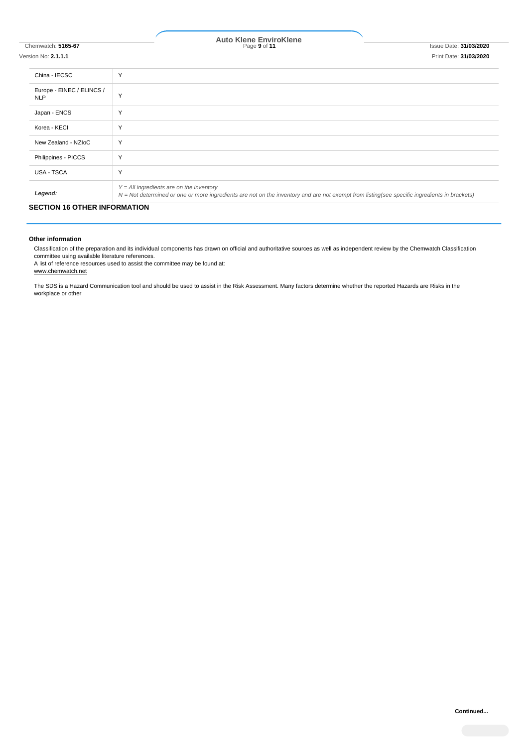| | |
|---|---|
| China - IECSC | Y |
| Europe - EINEC / ELINCS / NLP | Y |
| Japan - ENCS | Y |
| Korea - KECI | Y |
| New Zealand - NZIoC | Y |
| Philippines - PICCS | Y |
| USA - TSCA | Y |
| ***Legend:*** | *Y = All ingredients are on the inventory*<br>*N = Not determined or one or more ingredients are not on the inventory and are not exempt from listing(see specific ingredients in brackets)* |

## SECTION 16 OTHER INFORMATION

### Other information

Classification of the preparation and its individual components has drawn on official and authoritative sources as well as independent review by the Chemwatch Classification committee using available literature references.
A list of reference resources used to assist the committee may be found at:
www.chemwatch.net

The SDS is a Hazard Communication tool and should be used to assist in the Risk Assessment. Many factors determine whether the reported Hazards are Risks in the workplace or other

**Continued...**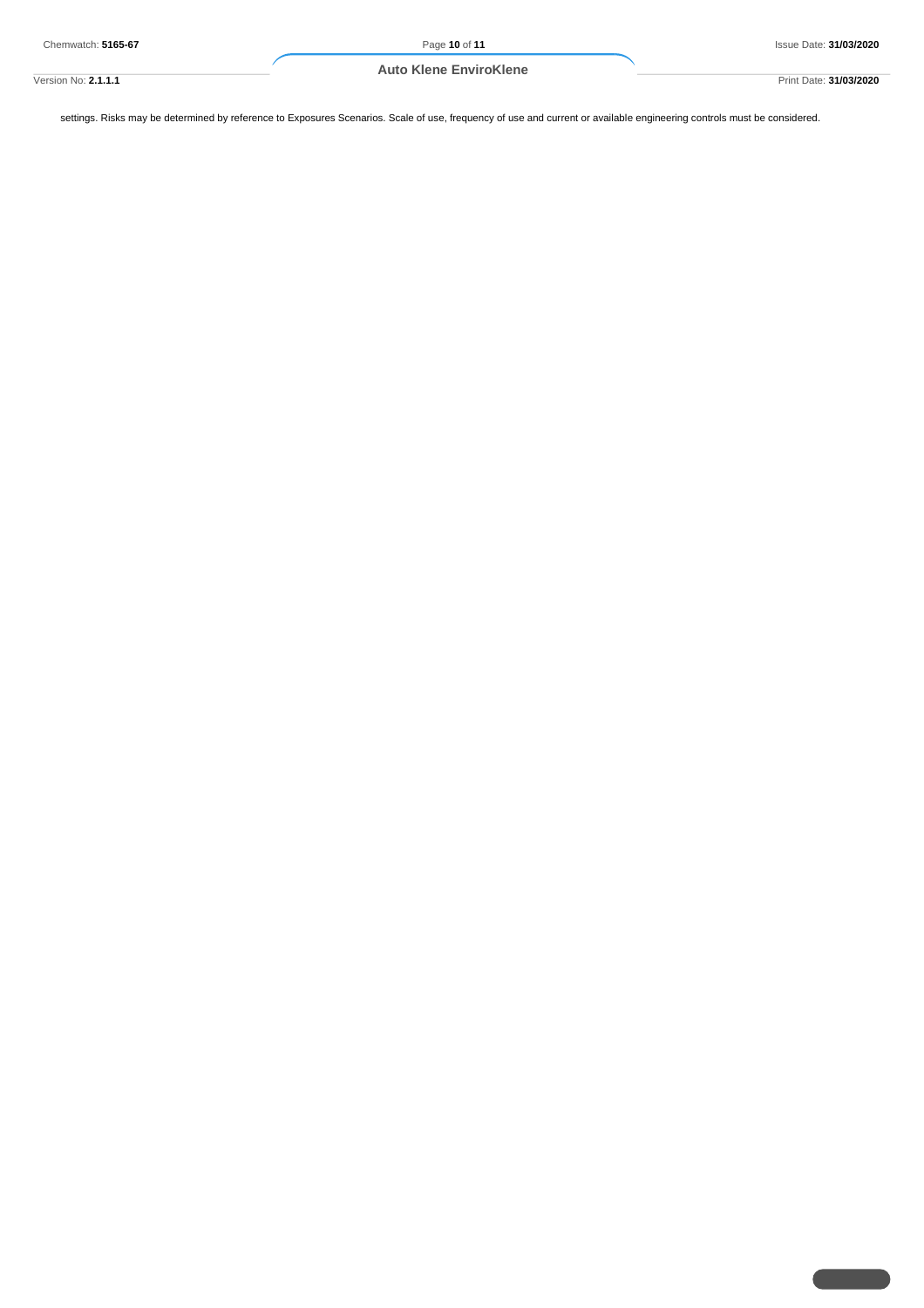settings. Risks may be determined by reference to Exposures Scenarios. Scale of use, frequency of use and current or available engineering controls must be considered.